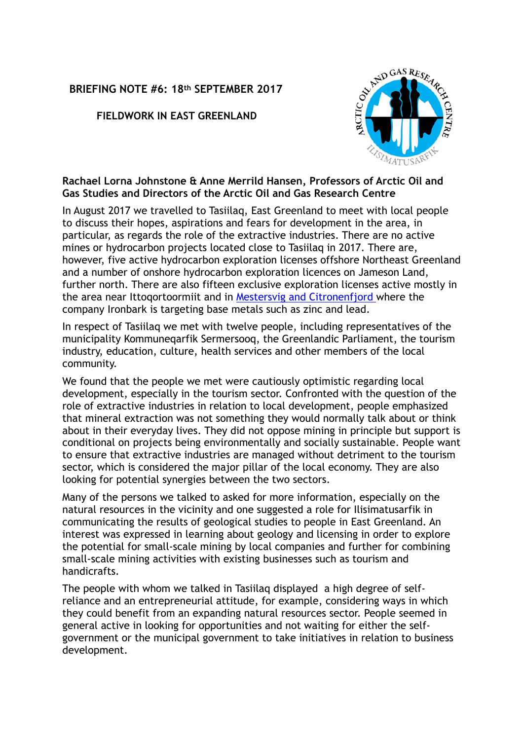**BRIEFING NOTE #6: 18th SEPTEMBER 2017**

**FIELDWORK IN EAST GREENLAND**

**Rachael Lorna Johnstone & Anne Merrild Hansen, Professors of Arctic Oil and Gas Studies and Directors of the Arctic Oil and Gas Research Centre**

In August 2017 we travelled to Tasiilaq, East Greenland to meet with local people to discuss their hopes, aspirations and fears for development in the area, in particular, as regards the role of the extractive industries. There are no active mines or hydrocarbon projects located close to Tasiilaq in 2017. There are, however, five active hydrocarbon exploration licenses offshore Northeast Greenland and a number of onshore hydrocarbon exploration licences on Jameson Land, further north. There are also fifteen exclusive exploration licenses active mostly in the area near Ittoqortoormiit and in Mestersvig and Citronenfjord where the company Ironbark is targeting base metals such as zinc and lead.

In respect of Tasiilaq we met with twelve people, including representatives of the municipality Kommuneqarfik Sermersooq, the Greenlandic Parliament, the tourism industry, education, culture, health services and other members of the local community.

We found that the people we met were cautiously optimistic regarding local development, especially in the tourism sector. Confronted with the question of the role of extractive industries in relation to local development, people emphasized that mineral extraction was not something they would normally talk about or think about in their everyday lives. They did not oppose mining in principle but support is conditional on projects being environmentally and socially sustainable. People want to ensure that extractive industries are managed without detriment to the tourism sector, which is considered the major pillar of the local economy. They are also looking for potential synergies between the two sectors.

Many of the persons we talked to asked for more information, especially on the natural resources in the vicinity and one suggested a role for Ilisimatusarfik in communicating the results of geological studies to people in East Greenland. An interest was expressed in learning about geology and licensing in order to explore the potential for small-scale mining by local companies and further for combining small-scale mining activities with existing businesses such as tourism and handicrafts.

The people with whom we talked in Tasiilaq displayed a high degree of self-reliance and an entrepreneurial attitude, for example, considering ways in which they could benefit from an expanding natural resources sector. People seemed in general active in looking for opportunities and not waiting for either the self-government or the municipal government to take initiatives in relation to business development.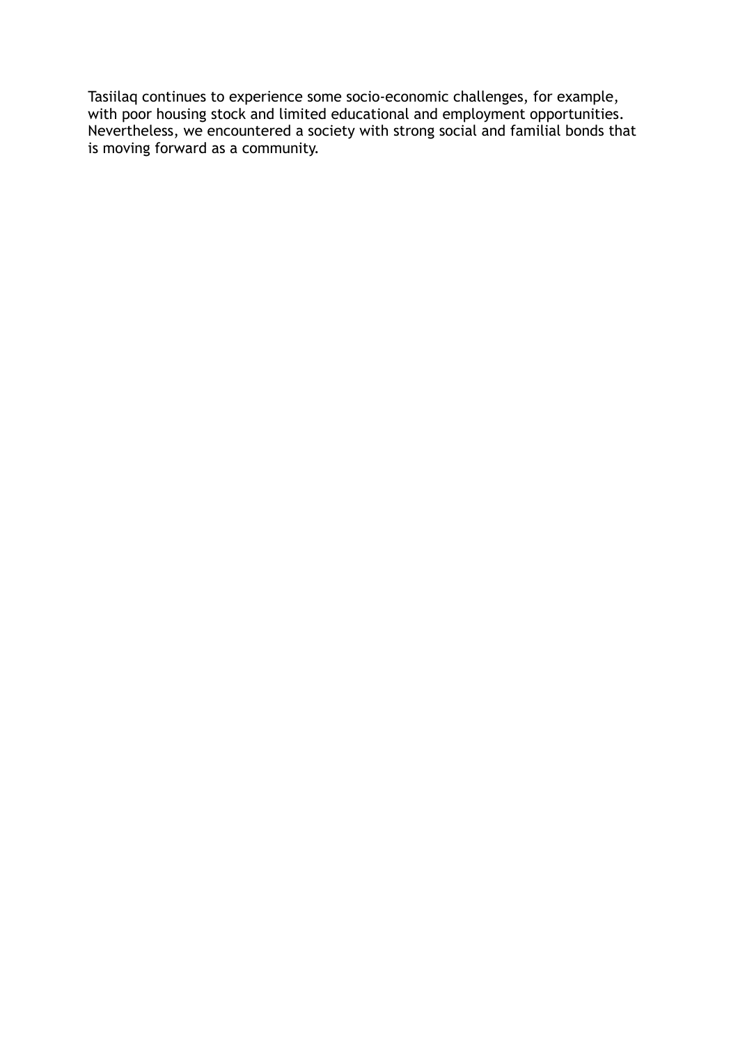Tasiilaq continues to experience some socio-economic challenges, for example, with poor housing stock and limited educational and employment opportunities. Nevertheless, we encountered a society with strong social and familial bonds that is moving forward as a community.